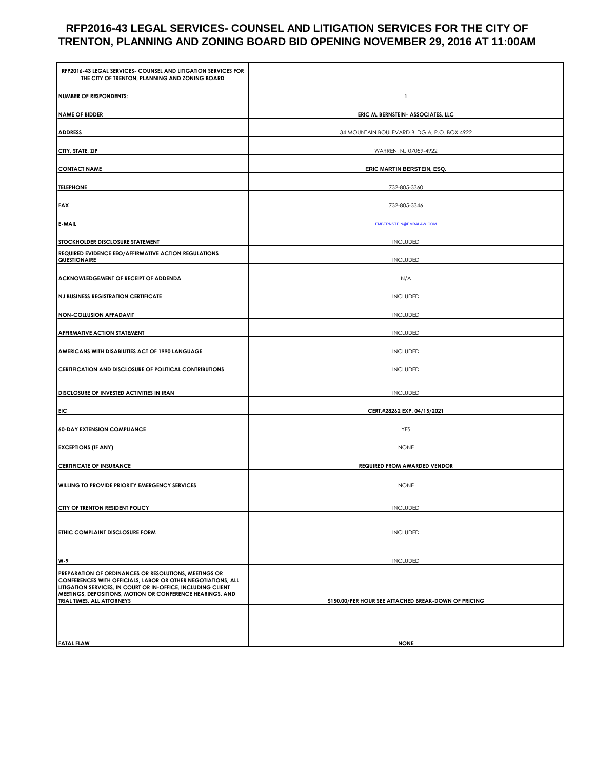# RFP2016-43 LEGAL SERVICES- COUNSEL AND LITIGATION SERVICES FOR THE CITY OF TRENTON, PLANNING AND ZONING BOARD BID OPENING NOVEMBER 29, 2016 AT 11:00AM

| RFP2016-43 LEGAL SERVICES- COUNSEL AND LITIGATION SERVICES FOR THE CITY OF TRENTON, PLANNING AND ZONING BOARD | |
|---|---|
| NUMBER OF RESPONDENTS: | 1 |
| NAME OF BIDDER | ERIC M. BERNSTEIN- ASSOCIATES, LLC |
| ADDRESS | 34 MOUNTAIN BOULEVARD BLDG A, P.O. BOX 4922 |
| CITY, STATE, ZIP | WARREN, NJ 07059-4922 |
| CONTACT NAME | ERIC MARTIN BERSTEIN, ESQ. |
| TELEPHONE | 732-805-3360 |
| FAX | 732-805-3346 |
| E-MAIL | EMBERNSTEIN@EMBALAW.COM |
| STOCKHOLDER DISCLOSURE STATEMENT | INCLUDED |
| REQUIRED EVIDENCE EEO/AFFIRMATIVE ACTION REGULATIONS QUESTIONAIRE | INCLUDED |
| ACKNOWLEDGEMENT OF RECEIPT OF ADDENDA | N/A |
| NJ BUSINESS REGISTRATION CERTIFICATE | INCLUDED |
| NON-COLLUSION AFFADAVIT | INCLUDED |
| AFFIRMATIVE ACTION STATEMENT | INCLUDED |
| AMERICANS WITH DISABILITIES ACT OF 1990 LANGUAGE | INCLUDED |
| CERTIFICATION AND DISCLOSURE OF POLITICAL CONTRIBUTIONS | INCLUDED |
| DISCLOSURE OF INVESTED ACTIVITIES IN IRAN | INCLUDED |
| EIC | CERT.#28262 EXP. 04/15/2021 |
| 60-DAY EXTENSION COMPLIANCE | YES |
| EXCEPTIONS (IF ANY) | NONE |
| CERTIFICATE OF INSURANCE | REQUIRED FROM AWARDED VENDOR |
| WILLING TO PROVIDE PRIORITY EMERGENCY SERVICES | NONE |
| CITY OF TRENTON RESIDENT POLICY | INCLUDED |
| ETHIC COMPLAINT DISCLOSURE FORM | INCLUDED |
| W-9 | INCLUDED |
| PREPARATION OF ORDINANCES OR RESOLUTIONS, MEETINGS OR CONFERENCES WITH OFFICIALS, LABOR OR OTHER NEGOTIATIONS, ALL LITIGATION SERVICES, IN COURT OR IN-OFFICE, INCLUDING CLIENT MEETINGS, DEPOSITIONS, MOTION OR CONFERENCE HEARINGS, AND TRIAL TIMES. ALL ATTORNEYS | $150.00/PER HOUR SEE ATTACHED BREAK-DOWN OF PRICING |
| FATAL FLAW | NONE |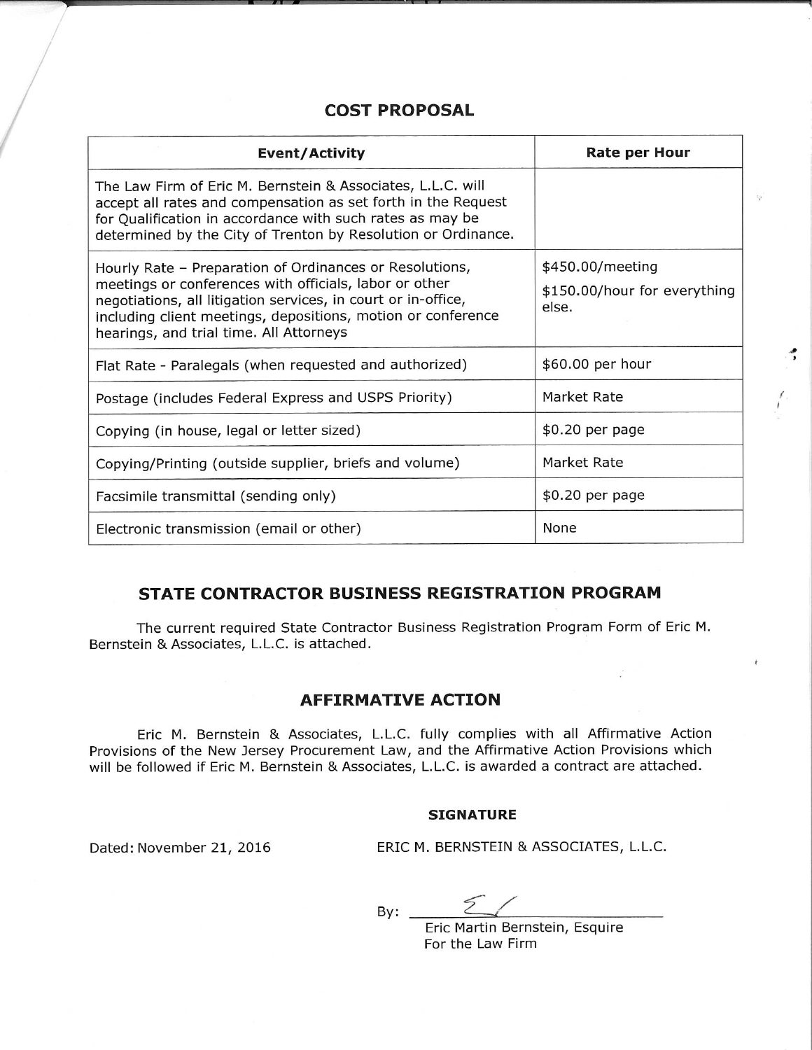## COST PROPOSAL

| Event/Activity | Rate per Hour |
|---|---|
| The Law Firm of Eric M. Bernstein & Associates, L.L.C. will accept all rates and compensation as set forth in the Request for Qualification in accordance with such rates as may be determined by the City of Trenton by Resolution or Ordinance. | |
| Hourly Rate – Preparation of Ordinances or Resolutions, meetings or conferences with officials, labor or other negotiations, all litigation services, in court or in-office, including client meetings, depositions, motion or conference hearings, and trial time. All Attorneys | $450.00/meeting<br>$150.00/hour for everything else. |
| Flat Rate - Paralegals (when requested and authorized) | $60.00 per hour |
| Postage (includes Federal Express and USPS Priority) | Market Rate |
| Copying (in house, legal or letter sized) | $0.20 per page |
| Copying/Printing (outside supplier, briefs and volume) | Market Rate |
| Facsimile transmittal (sending only) | $0.20 per page |
| Electronic transmission (email or other) | None |

## STATE CONTRACTOR BUSINESS REGISTRATION PROGRAM

The current required State Contractor Business Registration Program Form of Eric M. Bernstein & Associates, L.L.C. is attached.

## AFFIRMATIVE ACTION

Eric M. Bernstein & Associates, L.L.C. fully complies with all Affirmative Action Provisions of the New Jersey Procurement Law, and the Affirmative Action Provisions which will be followed if Eric M. Bernstein & Associates, L.L.C. is awarded a contract are attached.

**SIGNATURE**

Dated: November 21, 2016

ERIC M. BERNSTEIN & ASSOCIATES, L.L.C.

By: ______________________

Eric Martin Bernstein, Esquire
For the Law Firm